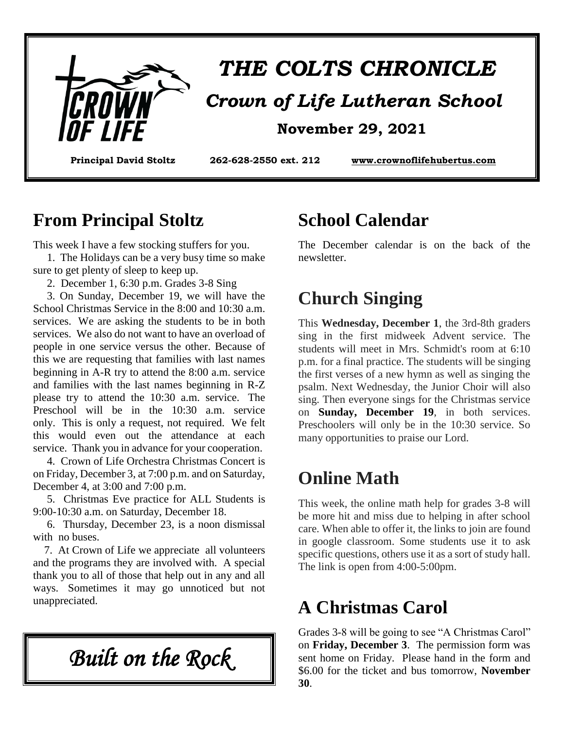# THE COLTS CHRONICLE

## Crown of Life Lutheran School

### November 29, 2021

**Principal David Stoltz** **262-628-2550 ext. 212** **www.crownoflifehubertus.com**

## From Principal Stoltz

This week I have a few stocking stuffers for you.

1. The Holidays can be a very busy time so make sure to get plenty of sleep to keep up.
2. December 1, 6:30 p.m. Grades 3-8 Sing
3. On Sunday, December 19, we will have the School Christmas Service in the 8:00 and 10:30 a.m. services. We are asking the students to be in both services. We also do not want to have an overload of people in one service versus the other. Because of this we are requesting that families with last names beginning in A-R try to attend the 8:00 a.m. service and families with the last names beginning in R-Z please try to attend the 10:30 a.m. service. The Preschool will be in the 10:30 a.m. service only. This is only a request, not required. We felt this would even out the attendance at each service. Thank you in advance for your cooperation.
4. Crown of Life Orchestra Christmas Concert is on Friday, December 3, at 7:00 p.m. and on Saturday, December 4, at 3:00 and 7:00 p.m.
5. Christmas Eve practice for ALL Students is 9:00-10:30 a.m. on Saturday, December 18.
6. Thursday, December 23, is a noon dismissal with no buses.
7. At Crown of Life we appreciate all volunteers and the programs they are involved with. A special thank you to all of those that help out in any and all ways. Sometimes it may go unnoticed but not unappreciated.

*Built on the Rock*

## School Calendar

The December calendar is on the back of the newsletter.

## Church Singing

This **Wednesday, December 1**, the 3rd-8th graders sing in the first midweek Advent service. The students will meet in Mrs. Schmidt's room at 6:10 p.m. for a final practice. The students will be singing the first verses of a new hymn as well as singing the psalm. Next Wednesday, the Junior Choir will also sing. Then everyone sings for the Christmas service on **Sunday, December 19**, in both services. Preschoolers will only be in the 10:30 service. So many opportunities to praise our Lord.

## Online Math

This week, the online math help for grades 3-8 will be more hit and miss due to helping in after school care. When able to offer it, the links to join are found in google classroom. Some students use it to ask specific questions, others use it as a sort of study hall. The link is open from 4:00-5:00pm.

## A Christmas Carol

Grades 3-8 will be going to see "A Christmas Carol" on **Friday, December 3**. The permission form was sent home on Friday. Please hand in the form and $6.00 for the ticket and bus tomorrow, **November 30**.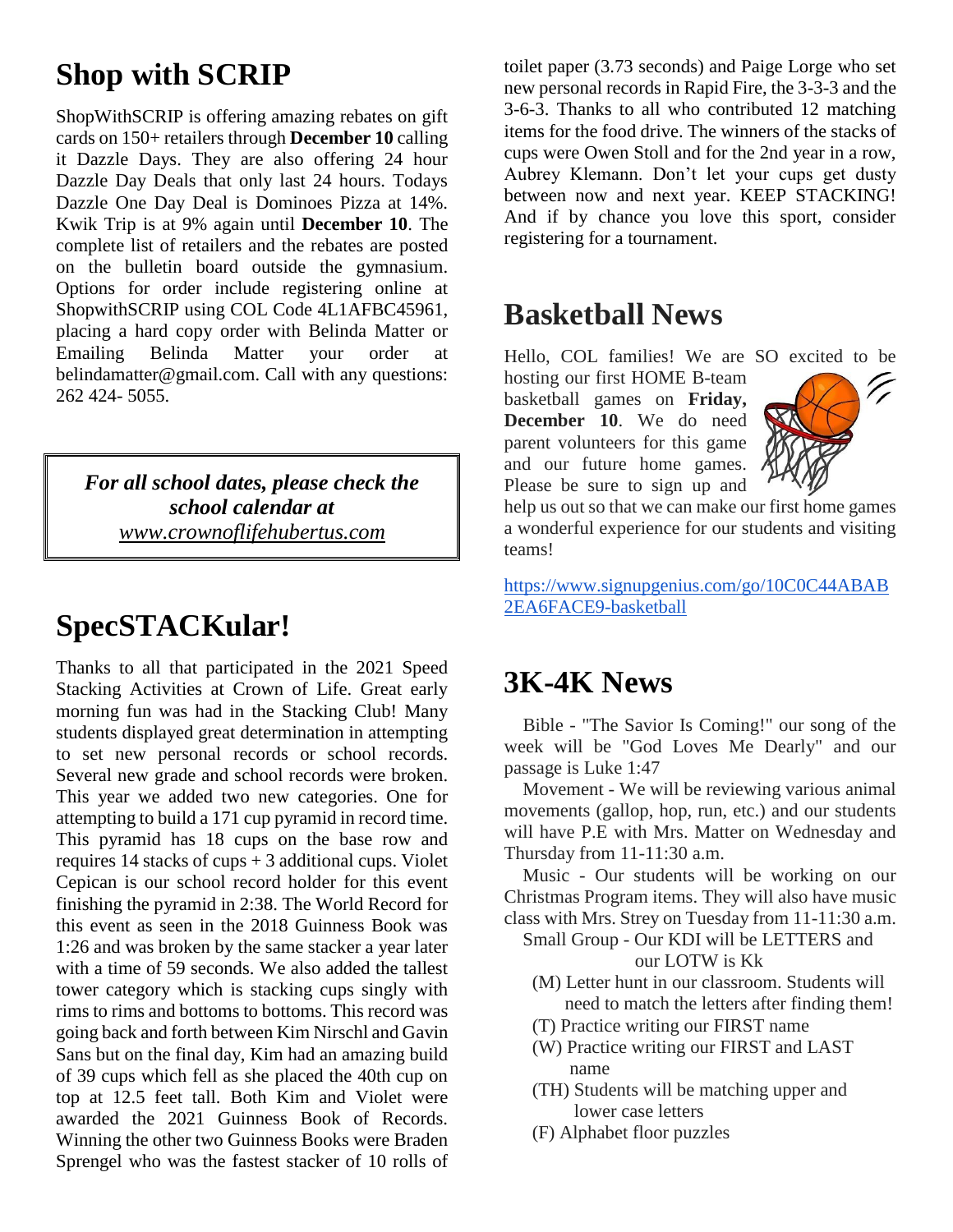## Shop with SCRIP

ShopWithSCRIP is offering amazing rebates on gift cards on 150+ retailers through **December 10** calling it Dazzle Days. They are also offering 24 hour Dazzle Day Deals that only last 24 hours. Todays Dazzle One Day Deal is Dominoes Pizza at 14%. Kwik Trip is at 9% again until **December 10**. The complete list of retailers and the rebates are posted on the bulletin board outside the gymnasium. Options for order include registering online at ShopwithSCRIP using COL Code 4L1AFBC45961, placing a hard copy order with Belinda Matter or Emailing Belinda Matter your order at belindamatter@gmail.com. Call with any questions: 262 424- 5055.

***For all school dates, please check the school calendar at*** *www.crownoflifehubertus.com*

## SpecSTACKular!

Thanks to all that participated in the 2021 Speed Stacking Activities at Crown of Life. Great early morning fun was had in the Stacking Club! Many students displayed great determination in attempting to set new personal records or school records. Several new grade and school records were broken. This year we added two new categories. One for attempting to build a 171 cup pyramid in record time. This pyramid has 18 cups on the base row and requires 14 stacks of cups + 3 additional cups. Violet Cepican is our school record holder for this event finishing the pyramid in 2:38. The World Record for this event as seen in the 2018 Guinness Book was 1:26 and was broken by the same stacker a year later with a time of 59 seconds. We also added the tallest tower category which is stacking cups singly with rims to rims and bottoms to bottoms. This record was going back and forth between Kim Nirschl and Gavin Sans but on the final day, Kim had an amazing build of 39 cups which fell as she placed the 40th cup on top at 12.5 feet tall. Both Kim and Violet were awarded the 2021 Guinness Book of Records. Winning the other two Guinness Books were Braden Sprengel who was the fastest stacker of 10 rolls of toilet paper (3.73 seconds) and Paige Lorge who set new personal records in Rapid Fire, the 3-3-3 and the 3-6-3. Thanks to all who contributed 12 matching items for the food drive. The winners of the stacks of cups were Owen Stoll and for the 2nd year in a row, Aubrey Klemann. Don't let your cups get dusty between now and next year. KEEP STACKING! And if by chance you love this sport, consider registering for a tournament.

## Basketball News

Hello, COL families! We are SO excited to be hosting our first HOME B-team basketball games on **Friday, December 10**. We do need parent volunteers for this game and our future home games. Please be sure to sign up and help us out so that we can make our first home games a wonderful experience for our students and visiting teams!

https://www.signupgenius.com/go/10C0C44ABAB2EA6FACE9-basketball

## 3K-4K News

Bible - "The Savior Is Coming!" our song of the week will be "God Loves Me Dearly" and our passage is Luke 1:47

Movement - We will be reviewing various animal movements (gallop, hop, run, etc.) and our students will have P.E with Mrs. Matter on Wednesday and Thursday from 11-11:30 a.m.

Music - Our students will be working on our Christmas Program items. They will also have music class with Mrs. Strey on Tuesday from 11-11:30 a.m.

Small Group - Our KDI will be LETTERS and our LOTW is Kk

- (M) Letter hunt in our classroom. Students will need to match the letters after finding them!
- (T) Practice writing our FIRST name
- (W) Practice writing our FIRST and LAST name
- (TH) Students will be matching upper and lower case letters
- (F) Alphabet floor puzzles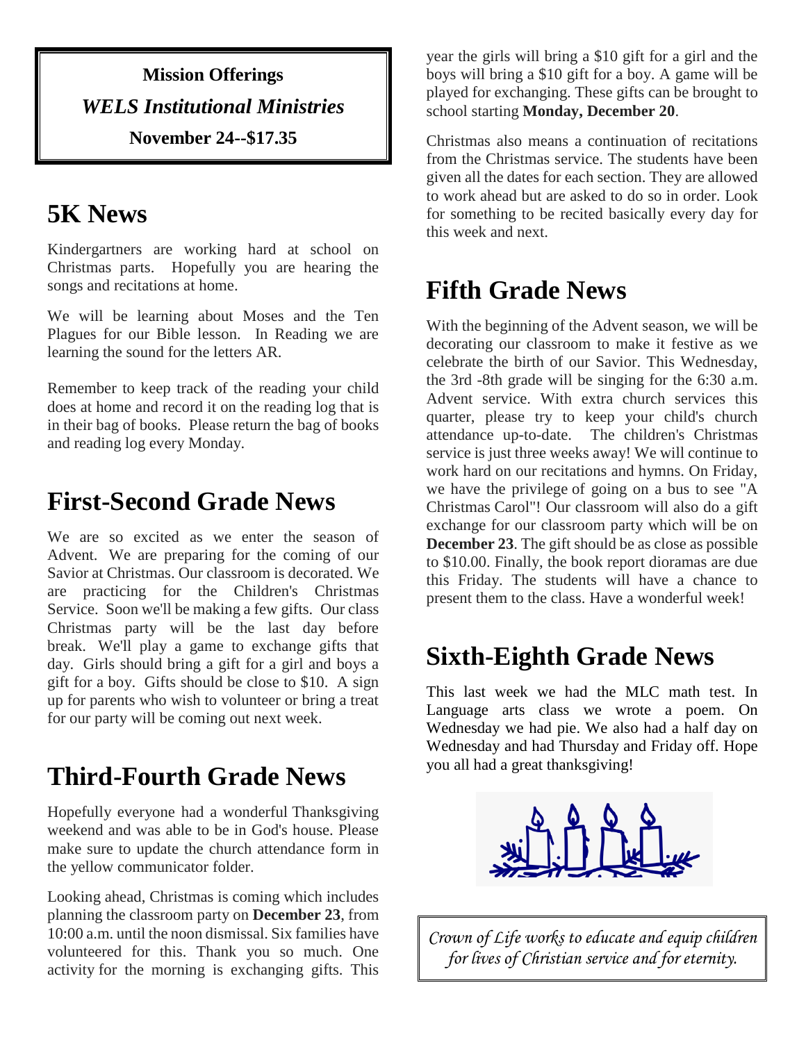**Mission Offerings**

***WELS Institutional Ministries***

**November 24--$17.35**

## 5K News

Kindergartners are working hard at school on Christmas parts. Hopefully you are hearing the songs and recitations at home.

We will be learning about Moses and the Ten Plagues for our Bible lesson. In Reading we are learning the sound for the letters AR.

Remember to keep track of the reading your child does at home and record it on the reading log that is in their bag of books. Please return the bag of books and reading log every Monday.

## First-Second Grade News

We are so excited as we enter the season of Advent. We are preparing for the coming of our Savior at Christmas. Our classroom is decorated. We are practicing for the Children's Christmas Service. Soon we'll be making a few gifts. Our class Christmas party will be the last day before break. We'll play a game to exchange gifts that day. Girls should bring a gift for a girl and boys a gift for a boy. Gifts should be close to $10. A sign up for parents who wish to volunteer or bring a treat for our party will be coming out next week.

## Third-Fourth Grade News

Hopefully everyone had a wonderful Thanksgiving weekend and was able to be in God's house. Please make sure to update the church attendance form in the yellow communicator folder.

Looking ahead, Christmas is coming which includes planning the classroom party on **December 23**, from 10:00 a.m. until the noon dismissal. Six families have volunteered for this. Thank you so much. One activity for the morning is exchanging gifts. This year the girls will bring a $10 gift for a girl and the boys will bring a $10 gift for a boy. A game will be played for exchanging. These gifts can be brought to school starting **Monday, December 20**.

Christmas also means a continuation of recitations from the Christmas service. The students have been given all the dates for each section. They are allowed to work ahead but are asked to do so in order. Look for something to be recited basically every day for this week and next.

## Fifth Grade News

With the beginning of the Advent season, we will be decorating our classroom to make it festive as we celebrate the birth of our Savior. This Wednesday, the 3rd -8th grade will be singing for the 6:30 a.m. Advent service. With extra church services this quarter, please try to keep your child's church attendance up-to-date. The children's Christmas service is just three weeks away! We will continue to work hard on our recitations and hymns. On Friday, we have the privilege of going on a bus to see "A Christmas Carol"! Our classroom will also do a gift exchange for our classroom party which will be on **December 23**. The gift should be as close as possible to $10.00. Finally, the book report dioramas are due this Friday. The students will have a chance to present them to the class. Have a wonderful week!

## Sixth-Eighth Grade News

This last week we had the MLC math test. In Language arts class we wrote a poem. On Wednesday we had pie. We also had a half day on Wednesday and had Thursday and Friday off. Hope you all had a great thanksgiving!

*Crown of Life works to educate and equip children for lives of Christian service and for eternity.*